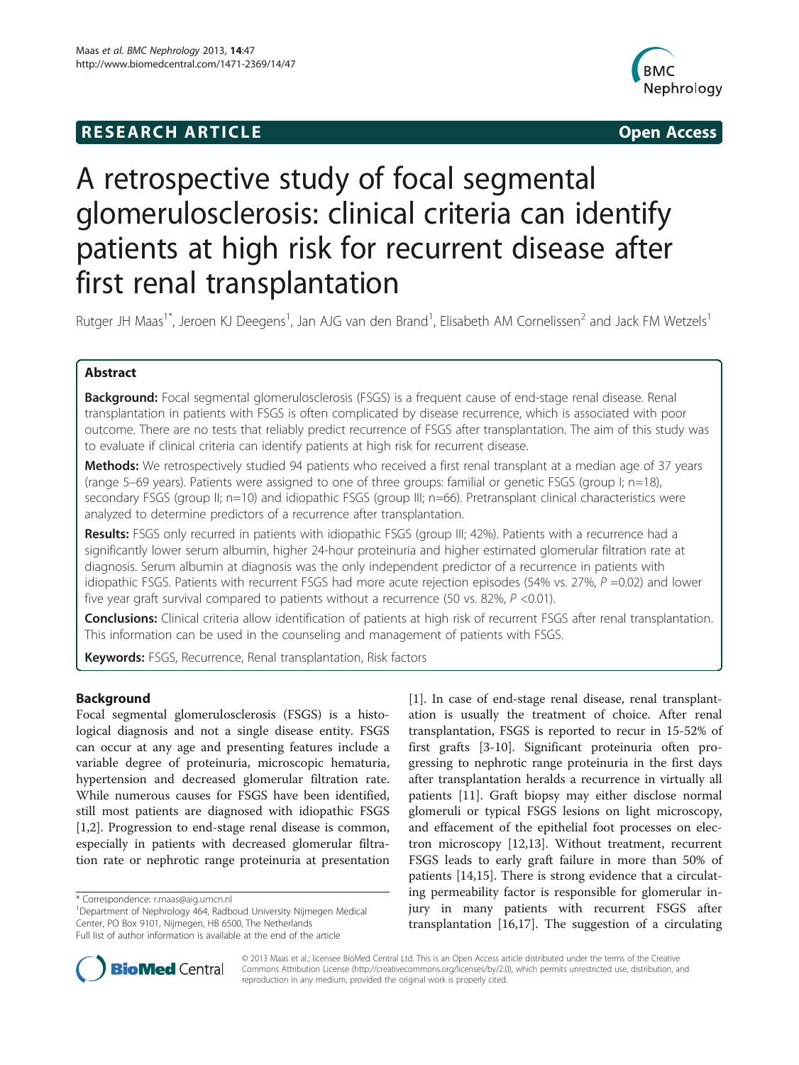**RESEARCH ARTICLE** **Open Access**

# A retrospective study of focal segmental glomerulosclerosis: clinical criteria can identify patients at high risk for recurrent disease after first renal transplantation

Rutger JH Maas[1*], Jeroen KJ Deegens[1], Jan AJG van den Brand[1], Elisabeth AM Cornelissen[2] and Jack FM Wetzels[1]

## Abstract

**Background:** Focal segmental glomerulosclerosis (FSGS) is a frequent cause of end-stage renal disease. Renal transplantation in patients with FSGS is often complicated by disease recurrence, which is associated with poor outcome. There are no tests that reliably predict recurrence of FSGS after transplantation. The aim of this study was to evaluate if clinical criteria can identify patients at high risk for recurrent disease.

**Methods:** We retrospectively studied 94 patients who received a first renal transplant at a median age of 37 years (range 5–69 years). Patients were assigned to one of three groups: familial or genetic FSGS (group I; n=18), secondary FSGS (group II; n=10) and idiopathic FSGS (group III; n=66). Pretransplant clinical characteristics were analyzed to determine predictors of a recurrence after transplantation.

**Results:** FSGS only recurred in patients with idiopathic FSGS (group III; 42%). Patients with a recurrence had a significantly lower serum albumin, higher 24-hour proteinuria and higher estimated glomerular filtration rate at diagnosis. Serum albumin at diagnosis was the only independent predictor of a recurrence in patients with idiopathic FSGS. Patients with recurrent FSGS had more acute rejection episodes (54% vs. 27%, $P$ =0.02) and lower five year graft survival compared to patients without a recurrence (50 vs. 82%, $P$ <0.01).

**Conclusions:** Clinical criteria allow identification of patients at high risk of recurrent FSGS after renal transplantation. This information can be used in the counseling and management of patients with FSGS.

**Keywords:** FSGS, Recurrence, Renal transplantation, Risk factors

## Background

Focal segmental glomerulosclerosis (FSGS) is a histological diagnosis and not a single disease entity. FSGS can occur at any age and presenting features include a variable degree of proteinuria, microscopic hematuria, hypertension and decreased glomerular filtration rate. While numerous causes for FSGS have been identified, still most patients are diagnosed with idiopathic FSGS [1,2]. Progression to end-stage renal disease is common, especially in patients with decreased glomerular filtration rate or nephrotic range proteinuria at presentation [1]. In case of end-stage renal disease, renal transplantation is usually the treatment of choice. After renal transplantation, FSGS is reported to recur in 15-52% of first grafts [3-10]. Significant proteinuria often progressing to nephrotic range proteinuria in the first days after transplantation heralds a recurrence in virtually all patients [11]. Graft biopsy may either disclose normal glomeruli or typical FSGS lesions on light microscopy, and effacement of the epithelial foot processes on electron microscopy [12,13]. Without treatment, recurrent FSGS leads to early graft failure in more than 50% of patients [14,15]. There is strong evidence that a circulating permeability factor is responsible for glomerular injury in many patients with recurrent FSGS after transplantation [16,17]. The suggestion of a circulating

* Correspondence: r.maas@aig.umcn.nl

[1] Department of Nephrology 464, Radboud University Nijmegen Medical Center, PO Box 9101, Nijmegen, HB 6500, The Netherlands

Full list of author information is available at the end of the article

© 2013 Maas et al.; licensee BioMed Central Ltd. This is an Open Access article distributed under the terms of the Creative Commons Attribution License (http://creativecommons.org/licenses/by/2.0), which permits unrestricted use, distribution, and reproduction in any medium, provided the original work is properly cited.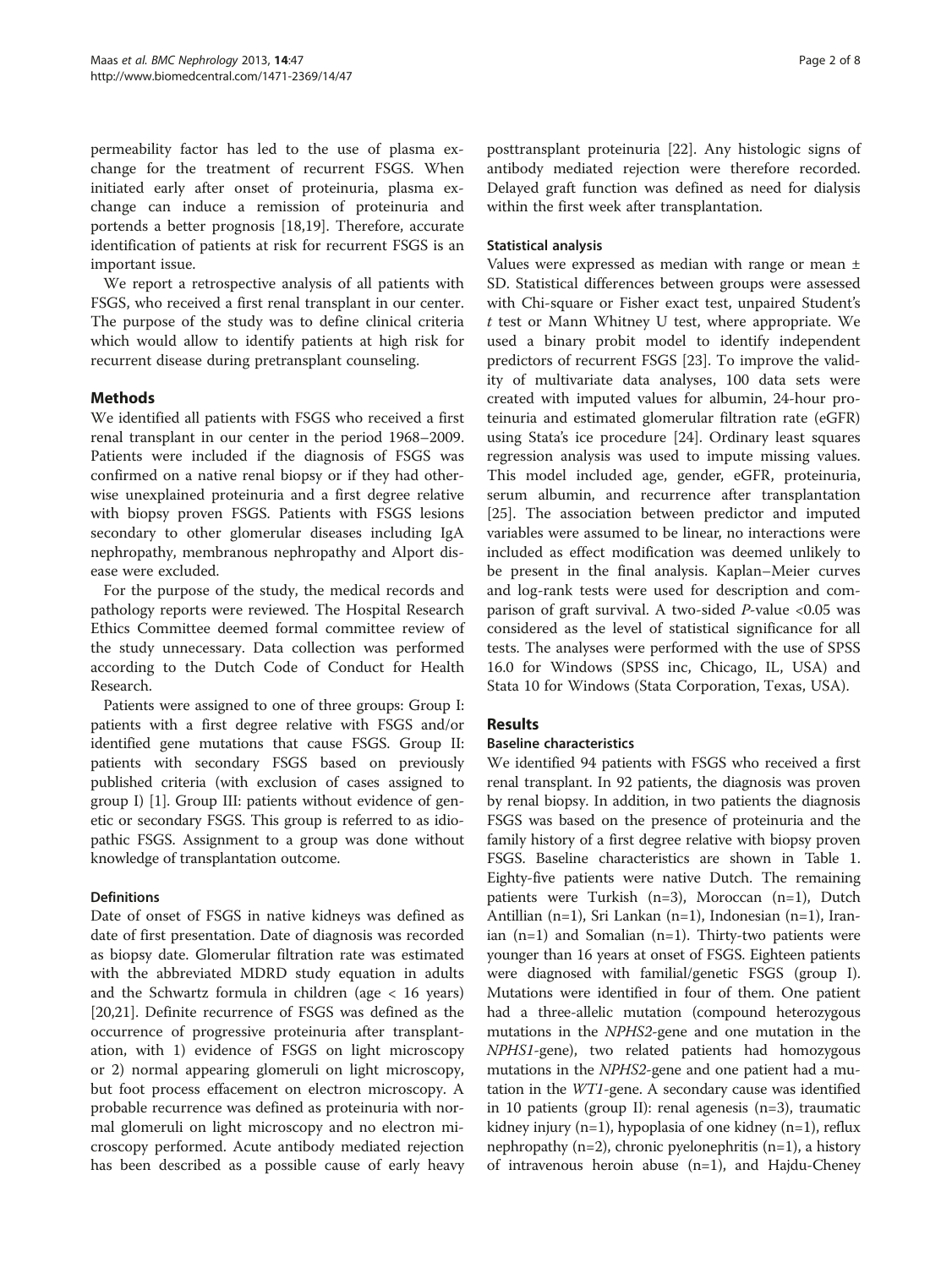permeability factor has led to the use of plasma exchange for the treatment of recurrent FSGS. When initiated early after onset of proteinuria, plasma exchange can induce a remission of proteinuria and portends a better prognosis [18,19]. Therefore, accurate identification of patients at risk for recurrent FSGS is an important issue.

We report a retrospective analysis of all patients with FSGS, who received a first renal transplant in our center. The purpose of the study was to define clinical criteria which would allow to identify patients at high risk for recurrent disease during pretransplant counseling.

## Methods

We identified all patients with FSGS who received a first renal transplant in our center in the period 1968–2009. Patients were included if the diagnosis of FSGS was confirmed on a native renal biopsy or if they had otherwise unexplained proteinuria and a first degree relative with biopsy proven FSGS. Patients with FSGS lesions secondary to other glomerular diseases including IgA nephropathy, membranous nephropathy and Alport disease were excluded.

For the purpose of the study, the medical records and pathology reports were reviewed. The Hospital Research Ethics Committee deemed formal committee review of the study unnecessary. Data collection was performed according to the Dutch Code of Conduct for Health Research.

Patients were assigned to one of three groups: Group I: patients with a first degree relative with FSGS and/or identified gene mutations that cause FSGS. Group II: patients with secondary FSGS based on previously published criteria (with exclusion of cases assigned to group I) [1]. Group III: patients without evidence of genetic or secondary FSGS. This group is referred to as idiopathic FSGS. Assignment to a group was done without knowledge of transplantation outcome.

### Definitions

Date of onset of FSGS in native kidneys was defined as date of first presentation. Date of diagnosis was recorded as biopsy date. Glomerular filtration rate was estimated with the abbreviated MDRD study equation in adults and the Schwartz formula in children (age < 16 years) [20,21]. Definite recurrence of FSGS was defined as the occurrence of progressive proteinuria after transplantation, with 1) evidence of FSGS on light microscopy or 2) normal appearing glomeruli on light microscopy, but foot process effacement on electron microscopy. A probable recurrence was defined as proteinuria with normal glomeruli on light microscopy and no electron microscopy performed. Acute antibody mediated rejection has been described as a possible cause of early heavy posttransplant proteinuria [22]. Any histologic signs of antibody mediated rejection were therefore recorded. Delayed graft function was defined as need for dialysis within the first week after transplantation.

### Statistical analysis

Values were expressed as median with range or mean ± SD. Statistical differences between groups were assessed with Chi-square or Fisher exact test, unpaired Student's *t* test or Mann Whitney U test, where appropriate. We used a binary probit model to identify independent predictors of recurrent FSGS [23]. To improve the validity of multivariate data analyses, 100 data sets were created with imputed values for albumin, 24-hour proteinuria and estimated glomerular filtration rate (eGFR) using Stata's ice procedure [24]. Ordinary least squares regression analysis was used to impute missing values. This model included age, gender, eGFR, proteinuria, serum albumin, and recurrence after transplantation [25]. The association between predictor and imputed variables were assumed to be linear, no interactions were included as effect modification was deemed unlikely to be present in the final analysis. Kaplan–Meier curves and log-rank tests were used for description and comparison of graft survival. A two-sided $P$-value <0.05 was considered as the level of statistical significance for all tests. The analyses were performed with the use of SPSS 16.0 for Windows (SPSS inc, Chicago, IL, USA) and Stata 10 for Windows (Stata Corporation, Texas, USA).

## Results

### Baseline characteristics

We identified 94 patients with FSGS who received a first renal transplant. In 92 patients, the diagnosis was proven by renal biopsy. In addition, in two patients the diagnosis FSGS was based on the presence of proteinuria and the family history of a first degree relative with biopsy proven FSGS. Baseline characteristics are shown in Table 1. Eighty-five patients were native Dutch. The remaining patients were Turkish (n=3), Moroccan (n=1), Dutch Antillian (n=1), Sri Lankan (n=1), Indonesian (n=1), Iranian (n=1) and Somalian (n=1). Thirty-two patients were younger than 16 years at onset of FSGS. Eighteen patients were diagnosed with familial/genetic FSGS (group I). Mutations were identified in four of them. One patient had a three-allelic mutation (compound heterozygous mutations in the *NPHS2*-gene and one mutation in the *NPHS1*-gene), two related patients had homozygous mutations in the *NPHS2*-gene and one patient had a mutation in the *WT1*-gene. A secondary cause was identified in 10 patients (group II): renal agenesis (n=3), traumatic kidney injury (n=1), hypoplasia of one kidney (n=1), reflux nephropathy (n=2), chronic pyelonephritis (n=1), a history of intravenous heroin abuse (n=1), and Hajdu-Cheney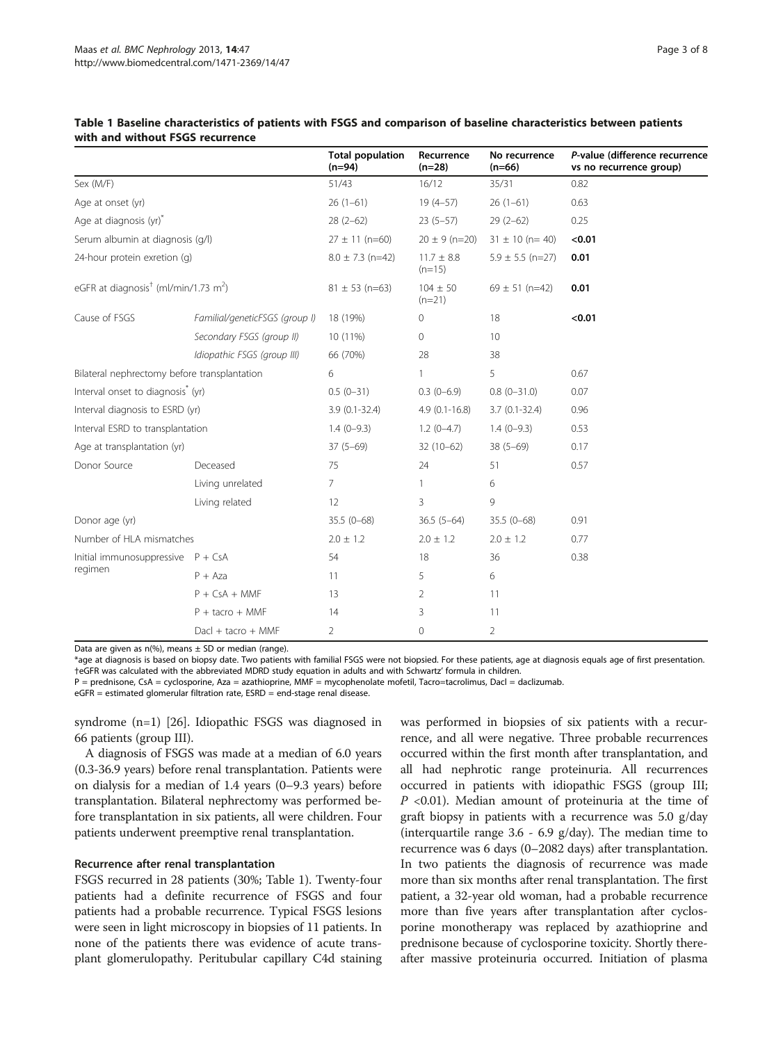**Table 1 Baseline characteristics of patients with FSGS and comparison of baseline characteristics between patients with and without FSGS recurrence**

| | | Total population (n=94) | Recurrence (n=28) | No recurrence (n=66) | *P*-value (difference recurrence vs no recurrence group) |
|---|---|---|---|---|---|
| Sex (M/F) | | 51/43 | 16/12 | 35/31 | 0.82 |
| Age at onset (yr) | | 26 (1–61) | 19 (4–57) | 26 (1–61) | 0.63 |
| Age at diagnosis (yr)* | | 28 (2–62) | 23 (5–57) | 29 (2–62) | 0.25 |
| Serum albumin at diagnosis (g/l) | | 27 ± 11 (n=60) | 20 ± 9 (n=20) | 31 ± 10 (n= 40) | **<0.01** |
| 24-hour protein exretion (g) | | 8.0 ± 7.3 (n=42) | 11.7 ± 8.8 (n=15) | 5.9 ± 5.5 (n=27) | **0.01** |
| eGFR at diagnosis† (ml/min/1.73 $m^2$) | | 81 ± 53 (n=63) | 104 ± 50 (n=21) | 69 ± 51 (n=42) | **0.01** |
| Cause of FSGS | *Familial/geneticFSGS (group I)* | 18 (19%) | 0 | 18 | **<0.01** |
| | *Secondary FSGS (group II)* | 10 (11%) | 0 | 10 | |
| | *Idiopathic FSGS (group III)* | 66 (70%) | 28 | 38 | |
| Bilateral nephrectomy before transplantation | | 6 | 1 | 5 | 0.67 |
| Interval onset to diagnosis* (yr) | | 0.5 (0–31) | 0.3 (0–6.9) | 0.8 (0–31.0) | 0.07 |
| Interval diagnosis to ESRD (yr) | | 3.9 (0.1-32.4) | 4.9 (0.1-16.8) | 3.7 (0.1-32.4) | 0.96 |
| Interval ESRD to transplantation | | 1.4 (0–9.3) | 1.2 (0–4.7) | 1.4 (0–9.3) | 0.53 |
| Age at transplantation (yr) | | 37 (5–69) | 32 (10–62) | 38 (5–69) | 0.17 |
| Donor Source | Deceased | 75 | 24 | 51 | 0.57 |
| | Living unrelated | 7 | 1 | 6 | |
| | Living related | 12 | 3 | 9 | |
| Donor age (yr) | | 35.5 (0–68) | 36.5 (5–64) | 35.5 (0–68) | 0.91 |
| Number of HLA mismatches | | 2.0 ± 1.2 | 2.0 ± 1.2 | 2.0 ± 1.2 | 0.77 |
| Initial immunosuppressive regimen | P + CsA | 54 | 18 | 36 | 0.38 |
| | P + Aza | 11 | 5 | 6 | |
| | P + CsA + MMF | 13 | 2 | 11 | |
| | P + tacro + MMF | 14 | 3 | 11 | |
| | Dacl + tacro + MMF | 2 | 0 | 2 | |

Data are given as n(%), means ± SD or median (range).
*age at diagnosis is based on biopsy date. Two patients with familial FSGS were not biopsied. For these patients, age at diagnosis equals age of first presentation.
†eGFR was calculated with the abbreviated MDRD study equation in adults and with Schwartz' formula in children.
P = prednisone, CsA = cyclosporine, Aza = azathioprine, MMF = mycophenolate mofetil, Tacro=tacrolimus, Dacl = daclizumab.
eGFR = estimated glomerular filtration rate, ESRD = end-stage renal disease.

syndrome (n=1) [26]. Idiopathic FSGS was diagnosed in 66 patients (group III).

A diagnosis of FSGS was made at a median of 6.0 years (0.3-36.9 years) before renal transplantation. Patients were on dialysis for a median of 1.4 years (0–9.3 years) before transplantation. Bilateral nephrectomy was performed before transplantation in six patients, all were children. Four patients underwent preemptive renal transplantation.

### Recurrence after renal transplantation

FSGS recurred in 28 patients (30%; Table 1). Twenty-four patients had a definite recurrence of FSGS and four patients had a probable recurrence. Typical FSGS lesions were seen in light microscopy in biopsies of 11 patients. In none of the patients there was evidence of acute transplant glomerulopathy. Peritubular capillary C4d staining was performed in biopsies of six patients with a recurrence, and all were negative. Three probable recurrences occurred within the first month after transplantation, and all had nephrotic range proteinuria. All recurrences occurred in patients with idiopathic FSGS (group III; $P$ <0.01). Median amount of proteinuria at the time of graft biopsy in patients with a recurrence was 5.0 g/day (interquartile range 3.6 - 6.9 g/day). The median time to recurrence was 6 days (0–2082 days) after transplantation. In two patients the diagnosis of recurrence was made more than six months after renal transplantation. The first patient, a 32-year old woman, had a probable recurrence more than five years after transplantation after cyclosporine monotherapy was replaced by azathioprine and prednisone because of cyclosporine toxicity. Shortly thereafter massive proteinuria occurred. Initiation of plasma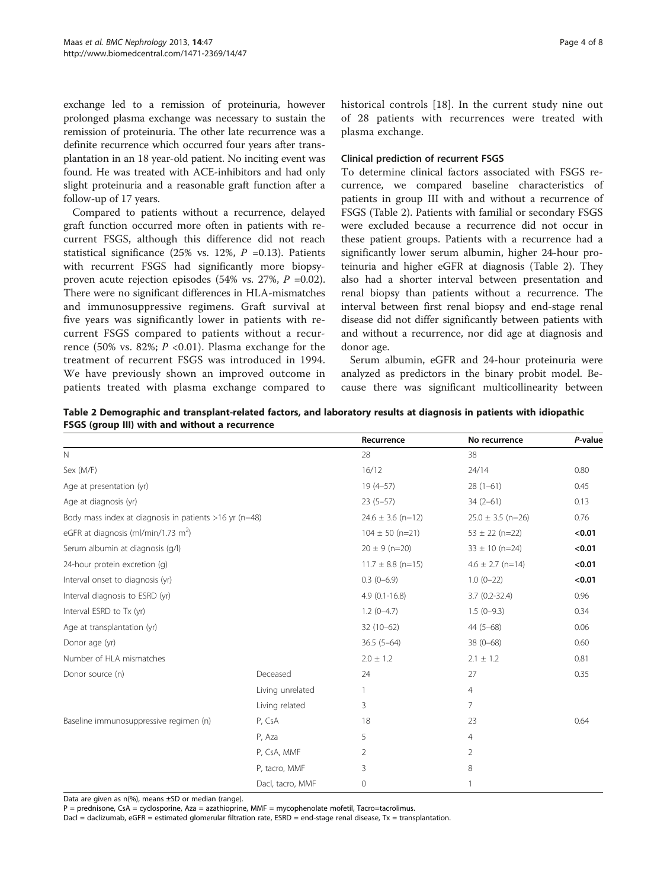exchange led to a remission of proteinuria, however prolonged plasma exchange was necessary to sustain the remission of proteinuria. The other late recurrence was a definite recurrence which occurred four years after transplantation in an 18 year-old patient. No inciting event was found. He was treated with ACE-inhibitors and had only slight proteinuria and a reasonable graft function after a follow-up of 17 years.

Compared to patients without a recurrence, delayed graft function occurred more often in patients with recurrent FSGS, although this difference did not reach statistical significance (25% vs. 12%, $P$ =0.13). Patients with recurrent FSGS had significantly more biopsy-proven acute rejection episodes (54% vs. 27%, $P$ =0.02). There were no significant differences in HLA-mismatches and immunosuppressive regimens. Graft survival at five years was significantly lower in patients with recurrent FSGS compared to patients without a recurrence (50% vs. 82%; $P$ <0.01). Plasma exchange for the treatment of recurrent FSGS was introduced in 1994. We have previously shown an improved outcome in patients treated with plasma exchange compared to historical controls [18]. In the current study nine out of 28 patients with recurrences were treated with plasma exchange.

### Clinical prediction of recurrent FSGS

To determine clinical factors associated with FSGS recurrence, we compared baseline characteristics of patients in group III with and without a recurrence of FSGS (Table 2). Patients with familial or secondary FSGS were excluded because a recurrence did not occur in these patient groups. Patients with a recurrence had a significantly lower serum albumin, higher 24-hour proteinuria and higher eGFR at diagnosis (Table 2). They also had a shorter interval between presentation and renal biopsy than patients without a recurrence. The interval between first renal biopsy and end-stage renal disease did not differ significantly between patients with and without a recurrence, nor did age at diagnosis and donor age.

Serum albumin, eGFR and 24-hour proteinuria were analyzed as predictors in the binary probit model. Because there was significant multicollinearity between

**Table 2 Demographic and transplant-related factors, and laboratory results at diagnosis in patients with idiopathic FSGS (group III) with and without a recurrence**

| | | Recurrence | No recurrence | *P*-value |
|---|---|---|---|---|
| N | | 28 | 38 | |
| Sex (M/F) | | 16/12 | 24/14 | 0.80 |
| Age at presentation (yr) | | 19 (4–57) | 28 (1–61) | 0.45 |
| Age at diagnosis (yr) | | 23 (5–57) | 34 (2–61) | 0.13 |
| Body mass index at diagnosis in patients >16 yr (n=48) | | 24.6 ± 3.6 (n=12) | 25.0 ± 3.5 (n=26) | 0.76 |
| eGFR at diagnosis (ml/min/1.73 $m^2$) | | 104 ± 50 (n=21) | 53 ± 22 (n=22) | **<0.01** |
| Serum albumin at diagnosis (g/l) | | 20 ± 9 (n=20) | 33 ± 10 (n=24) | **<0.01** |
| 24-hour protein excretion (g) | | 11.7 ± 8.8 (n=15) | 4.6 ± 2.7 (n=14) | **<0.01** |
| Interval onset to diagnosis (yr) | | 0.3 (0–6.9) | 1.0 (0–22) | **<0.01** |
| Interval diagnosis to ESRD (yr) | | 4.9 (0.1-16.8) | 3.7 (0.2-32.4) | 0.96 |
| Interval ESRD to Tx (yr) | | 1.2 (0–4.7) | 1.5 (0–9.3) | 0.34 |
| Age at transplantation (yr) | | 32 (10–62) | 44 (5–68) | 0.06 |
| Donor age (yr) | | 36.5 (5–64) | 38 (0–68) | 0.60 |
| Number of HLA mismatches | | 2.0 ± 1.2 | 2.1 ± 1.2 | 0.81 |
| Donor source (n) | Deceased | 24 | 27 | 0.35 |
| | Living unrelated | 1 | 4 | |
| | Living related | 3 | 7 | |
| Baseline immunosuppressive regimen (n) | P, CsA | 18 | 23 | 0.64 |
| | P, Aza | 5 | 4 | |
| | P, CsA, MMF | 2 | 2 | |
| | P, tacro, MMF | 3 | 8 | |
| | Dacl, tacro, MMF | 0 | 1 | |

Data are given as n(%), means ±SD or median (range).
P = prednisone, CsA = cyclosporine, Aza = azathioprine, MMF = mycophenolate mofetil, Tacro=tacrolimus.
Dacl = daclizumab, eGFR = estimated glomerular filtration rate, ESRD = end-stage renal disease, Tx = transplantation.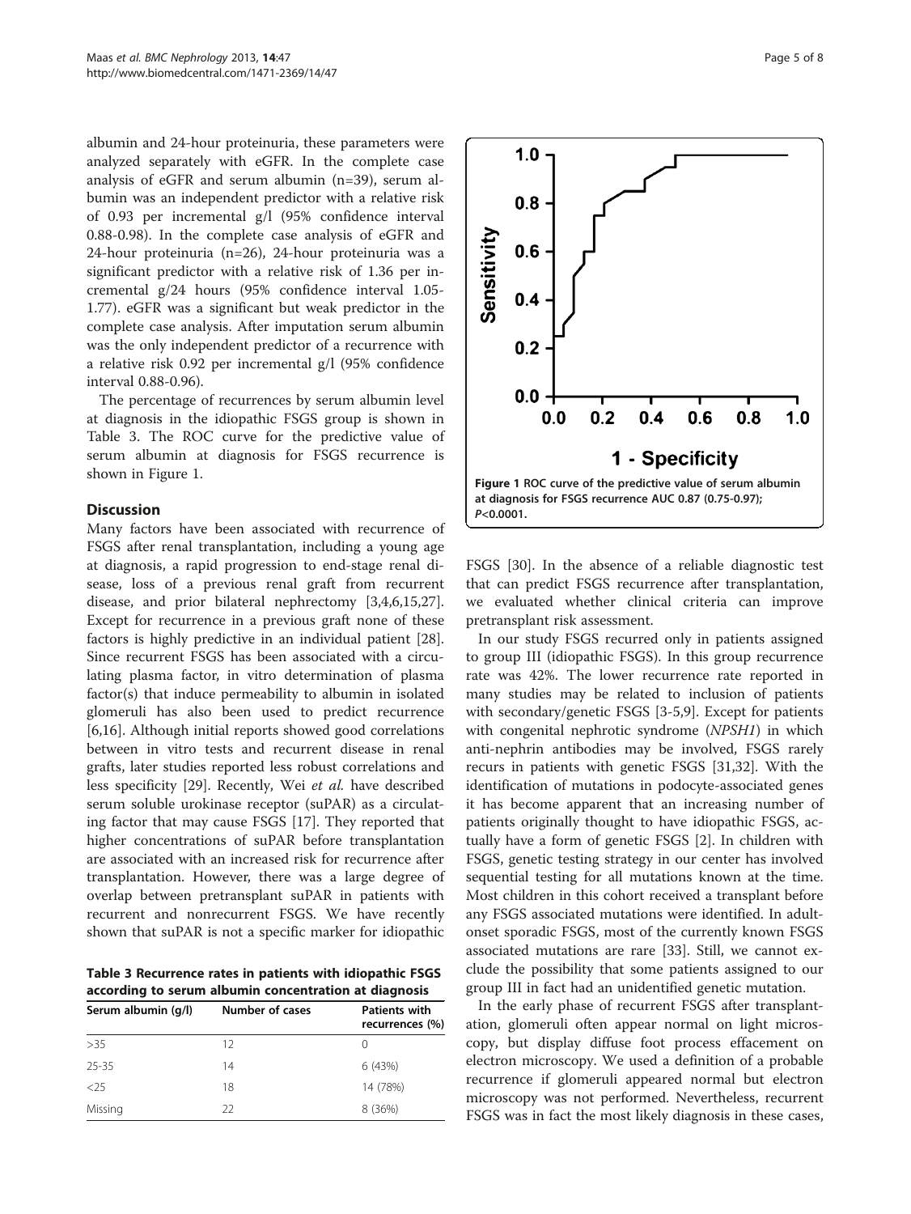albumin and 24-hour proteinuria, these parameters were analyzed separately with eGFR. In the complete case analysis of eGFR and serum albumin (n=39), serum albumin was an independent predictor with a relative risk of 0.93 per incremental g/l (95% confidence interval 0.88-0.98). In the complete case analysis of eGFR and 24-hour proteinuria (n=26), 24-hour proteinuria was a significant predictor with a relative risk of 1.36 per incremental g/24 hours (95% confidence interval 1.05-1.77). eGFR was a significant but weak predictor in the complete case analysis. After imputation serum albumin was the only independent predictor of a recurrence with a relative risk 0.92 per incremental g/l (95% confidence interval 0.88-0.96).

The percentage of recurrences by serum albumin level at diagnosis in the idiopathic FSGS group is shown in Table 3. The ROC curve for the predictive value of serum albumin at diagnosis for FSGS recurrence is shown in Figure 1.

## Discussion

Many factors have been associated with recurrence of FSGS after renal transplantation, including a young age at diagnosis, a rapid progression to end-stage renal disease, loss of a previous renal graft from recurrent disease, and prior bilateral nephrectomy [3,4,6,15,27]. Except for recurrence in a previous graft none of these factors is highly predictive in an individual patient [28]. Since recurrent FSGS has been associated with a circulating plasma factor, in vitro determination of plasma factor(s) that induce permeability to albumin in isolated glomeruli has also been used to predict recurrence [6,16]. Although initial reports showed good correlations between in vitro tests and recurrent disease in renal grafts, later studies reported less robust correlations and less specificity [29]. Recently, Wei *et al.* have described serum soluble urokinase receptor (suPAR) as a circulating factor that may cause FSGS [17]. They reported that higher concentrations of suPAR before transplantation are associated with an increased risk for recurrence after transplantation. However, there was a large degree of overlap between pretransplant suPAR in patients with recurrent and nonrecurrent FSGS. We have recently shown that suPAR is not a specific marker for idiopathic FSGS [30]. In the absence of a reliable diagnostic test that can predict FSGS recurrence after transplantation, we evaluated whether clinical criteria can improve pretransplant risk assessment.

**Table 3 Recurrence rates in patients with idiopathic FSGS according to serum albumin concentration at diagnosis**

| Serum albumin (g/l) | Number of cases | Patients with recurrences (%) |
|---|---|---|
| >35 | 12 | 0 |
| 25-35 | 14 | 6 (43%) |
| <25 | 18 | 14 (78%) |
| Missing | 22 | 8 (36%) |

**Figure 1 ROC curve of the predictive value of serum albumin at diagnosis for FSGS recurrence AUC 0.87 (0.75-0.97); *P*<0.0001.**

In our study FSGS recurred only in patients assigned to group III (idiopathic FSGS). In this group recurrence rate was 42%. The lower recurrence rate reported in many studies may be related to inclusion of patients with secondary/genetic FSGS [3-5,9]. Except for patients with congenital nephrotic syndrome (*NPSH1*) in which anti-nephrin antibodies may be involved, FSGS rarely recurs in patients with genetic FSGS [31,32]. With the identification of mutations in podocyte-associated genes it has become apparent that an increasing number of patients originally thought to have idiopathic FSGS, actually have a form of genetic FSGS [2]. In children with FSGS, genetic testing strategy in our center has involved sequential testing for all mutations known at the time. Most children in this cohort received a transplant before any FSGS associated mutations were identified. In adult-onset sporadic FSGS, most of the currently known FSGS associated mutations are rare [33]. Still, we cannot exclude the possibility that some patients assigned to our group III in fact had an unidentified genetic mutation.

In the early phase of recurrent FSGS after transplantation, glomeruli often appear normal on light microscopy, but display diffuse foot process effacement on electron microscopy. We used a definition of a probable recurrence if glomeruli appeared normal but electron microscopy was not performed. Nevertheless, recurrent FSGS was in fact the most likely diagnosis in these cases,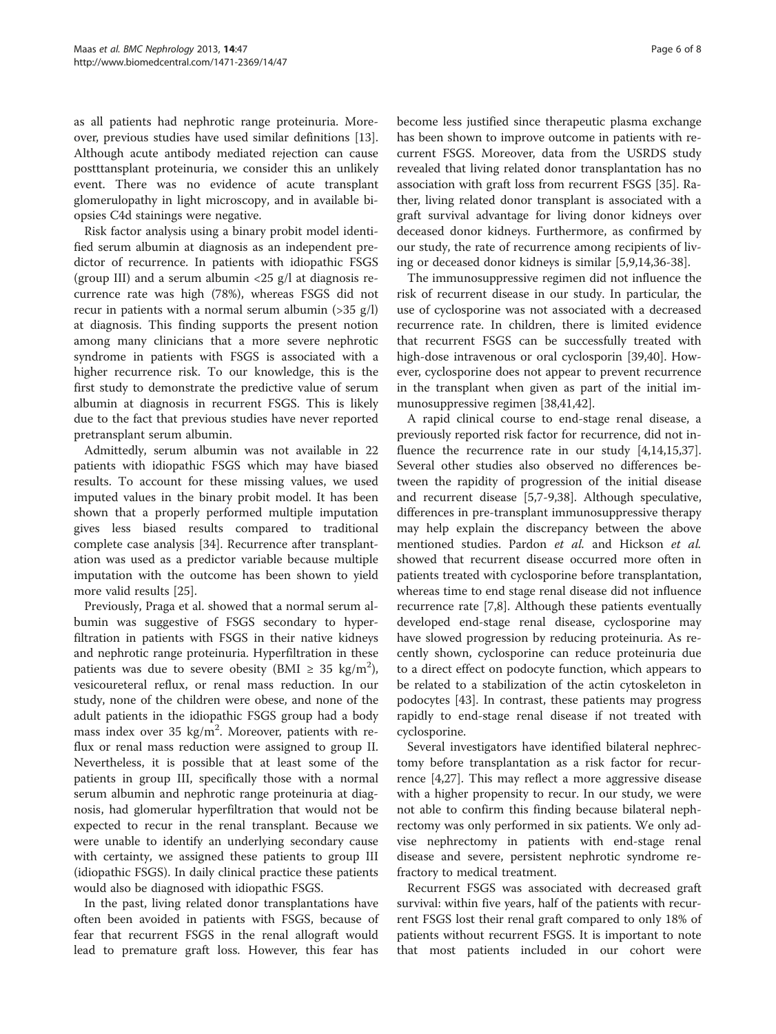as all patients had nephrotic range proteinuria. Moreover, previous studies have used similar definitions [13]. Although acute antibody mediated rejection can cause postttansplant proteinuria, we consider this an unlikely event. There was no evidence of acute transplant glomerulopathy in light microscopy, and in available biopsies C4d stainings were negative.

Risk factor analysis using a binary probit model identified serum albumin at diagnosis as an independent predictor of recurrence. In patients with idiopathic FSGS (group III) and a serum albumin <25 g/l at diagnosis recurrence rate was high (78%), whereas FSGS did not recur in patients with a normal serum albumin (>35 g/l) at diagnosis. This finding supports the present notion among many clinicians that a more severe nephrotic syndrome in patients with FSGS is associated with a higher recurrence risk. To our knowledge, this is the first study to demonstrate the predictive value of serum albumin at diagnosis in recurrent FSGS. This is likely due to the fact that previous studies have never reported pretransplant serum albumin.

Admittedly, serum albumin was not available in 22 patients with idiopathic FSGS which may have biased results. To account for these missing values, we used imputed values in the binary probit model. It has been shown that a properly performed multiple imputation gives less biased results compared to traditional complete case analysis [34]. Recurrence after transplantation was used as a predictor variable because multiple imputation with the outcome has been shown to yield more valid results [25].

Previously, Praga et al. showed that a normal serum albumin was suggestive of FSGS secondary to hyperfiltration in patients with FSGS in their native kidneys and nephrotic range proteinuria. Hyperfiltration in these patients was due to severe obesity (BMI $\geq$ 35 kg/m$^2$), vesicoureteral reflux, or renal mass reduction. In our study, none of the children were obese, and none of the adult patients in the idiopathic FSGS group had a body mass index over 35 kg/m$^2$. Moreover, patients with reflux or renal mass reduction were assigned to group II. Nevertheless, it is possible that at least some of the patients in group III, specifically those with a normal serum albumin and nephrotic range proteinuria at diagnosis, had glomerular hyperfiltration that would not be expected to recur in the renal transplant. Because we were unable to identify an underlying secondary cause with certainty, we assigned these patients to group III (idiopathic FSGS). In daily clinical practice these patients would also be diagnosed with idiopathic FSGS.

In the past, living related donor transplantations have often been avoided in patients with FSGS, because of fear that recurrent FSGS in the renal allograft would lead to premature graft loss. However, this fear has become less justified since therapeutic plasma exchange has been shown to improve outcome in patients with recurrent FSGS. Moreover, data from the USRDS study revealed that living related donor transplantation has no association with graft loss from recurrent FSGS [35]. Rather, living related donor transplant is associated with a graft survival advantage for living donor kidneys over deceased donor kidneys. Furthermore, as confirmed by our study, the rate of recurrence among recipients of living or deceased donor kidneys is similar [5,9,14,36-38].

The immunosuppressive regimen did not influence the risk of recurrent disease in our study. In particular, the use of cyclosporine was not associated with a decreased recurrence rate. In children, there is limited evidence that recurrent FSGS can be successfully treated with high-dose intravenous or oral cyclosporin [39,40]. However, cyclosporine does not appear to prevent recurrence in the transplant when given as part of the initial immunosuppressive regimen [38,41,42].

A rapid clinical course to end-stage renal disease, a previously reported risk factor for recurrence, did not influence the recurrence rate in our study [4,14,15,37]. Several other studies also observed no differences between the rapidity of progression of the initial disease and recurrent disease [5,7-9,38]. Although speculative, differences in pre-transplant immunosuppressive therapy may help explain the discrepancy between the above mentioned studies. Pardon *et al.* and Hickson *et al.* showed that recurrent disease occurred more often in patients treated with cyclosporine before transplantation, whereas time to end stage renal disease did not influence recurrence rate [7,8]. Although these patients eventually developed end-stage renal disease, cyclosporine may have slowed progression by reducing proteinuria. As recently shown, cyclosporine can reduce proteinuria due to a direct effect on podocyte function, which appears to be related to a stabilization of the actin cytoskeleton in podocytes [43]. In contrast, these patients may progress rapidly to end-stage renal disease if not treated with cyclosporine.

Several investigators have identified bilateral nephrectomy before transplantation as a risk factor for recurrence [4,27]. This may reflect a more aggressive disease with a higher propensity to recur. In our study, we were not able to confirm this finding because bilateral nephrectomy was only performed in six patients. We only advise nephrectomy in patients with end-stage renal disease and severe, persistent nephrotic syndrome refractory to medical treatment.

Recurrent FSGS was associated with decreased graft survival: within five years, half of the patients with recurrent FSGS lost their renal graft compared to only 18% of patients without recurrent FSGS. It is important to note that most patients included in our cohort were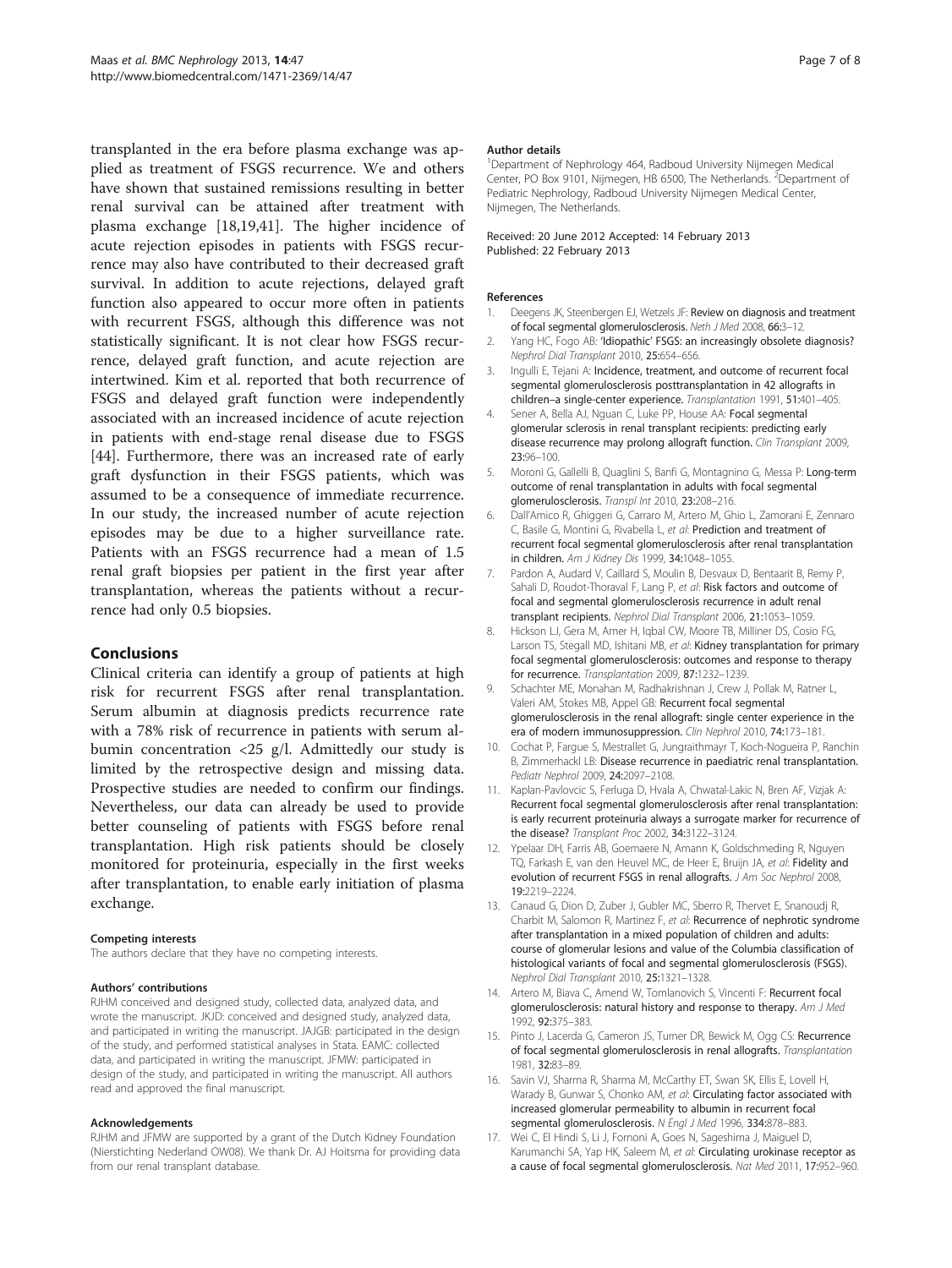transplanted in the era before plasma exchange was applied as treatment of FSGS recurrence. We and others have shown that sustained remissions resulting in better renal survival can be attained after treatment with plasma exchange [18,19,41]. The higher incidence of acute rejection episodes in patients with FSGS recurrence may also have contributed to their decreased graft survival. In addition to acute rejections, delayed graft function also appeared to occur more often in patients with recurrent FSGS, although this difference was not statistically significant. It is not clear how FSGS recurrence, delayed graft function, and acute rejection are intertwined. Kim et al. reported that both recurrence of FSGS and delayed graft function were independently associated with an increased incidence of acute rejection in patients with end-stage renal disease due to FSGS [44]. Furthermore, there was an increased rate of early graft dysfunction in their FSGS patients, which was assumed to be a consequence of immediate recurrence. In our study, the increased number of acute rejection episodes may be due to a higher surveillance rate. Patients with an FSGS recurrence had a mean of 1.5 renal graft biopsies per patient in the first year after transplantation, whereas the patients without a recurrence had only 0.5 biopsies.

## Conclusions

Clinical criteria can identify a group of patients at high risk for recurrent FSGS after renal transplantation. Serum albumin at diagnosis predicts recurrence rate with a 78% risk of recurrence in patients with serum albumin concentration <25 g/l. Admittedly our study is limited by the retrospective design and missing data. Prospective studies are needed to confirm our findings. Nevertheless, our data can already be used to provide better counseling of patients with FSGS before renal transplantation. High risk patients should be closely monitored for proteinuria, especially in the first weeks after transplantation, to enable early initiation of plasma exchange.

#### Competing interests

The authors declare that they have no competing interests.

#### Authors' contributions

RJHM conceived and designed study, collected data, analyzed data, and wrote the manuscript. JKJD: conceived and designed study, analyzed data, and participated in writing the manuscript. JAJGB: participated in the design of the study, and performed statistical analyses in Stata. EAMC: collected data, and participated in writing the manuscript. JFMW: participated in design of the study, and participated in writing the manuscript. All authors read and approved the final manuscript.

#### Acknowledgements

RJHM and JFMW are supported by a grant of the Dutch Kidney Foundation (Nierstichting Nederland OW08). We thank Dr. AJ Hoitsma for providing data from our renal transplant database.

#### Author details

[1]Department of Nephrology 464, Radboud University Nijmegen Medical Center, PO Box 9101, Nijmegen, HB 6500, The Netherlands. [2]Department of Pediatric Nephrology, Radboud University Nijmegen Medical Center, Nijmegen, The Netherlands.

Received: 20 June 2012 Accepted: 14 February 2013
Published: 22 February 2013

#### References

1. Deegens JK, Steenbergen EJ, Wetzels JF: **Review on diagnosis and treatment of focal segmental glomerulosclerosis.** *Neth J Med* 2008, **66:**3–12.
2. Yang HC, Fogo AB: **'Idiopathic' FSGS: an increasingly obsolete diagnosis?** *Nephrol Dial Transplant* 2010, **25:**654–656.
3. Ingulli E, Tejani A: **Incidence, treatment, and outcome of recurrent focal segmental glomerulosclerosis posttransplantation in 42 allografts in children–a single-center experience.** *Transplantation* 1991, **51:**401–405.
4. Sener A, Bella AJ, Nguan C, Luke PP, House AA: **Focal segmental glomerular sclerosis in renal transplant recipients: predicting early disease recurrence may prolong allograft function.** *Clin Transplant* 2009, **23:**96–100.
5. Moroni G, Gallelli B, Quaglini S, Banfi G, Montagnino G, Messa P: **Long-term outcome of renal transplantation in adults with focal segmental glomerulosclerosis.** *Transpl Int* 2010, **23:**208–216.
6. Dall'Amico R, Ghiggeri G, Carraro M, Artero M, Ghio L, Zamorani E, Zennaro C, Basile G, Montini G, Rivabella L, *et al*: **Prediction and treatment of recurrent focal segmental glomerulosclerosis after renal transplantation in children.** *Am J Kidney Dis* 1999, **34:**1048–1055.
7. Pardon A, Audard V, Caillard S, Moulin B, Desvaux D, Bentaarit B, Remy P, Sahali D, Roudot-Thoraval F, Lang P, *et al*: **Risk factors and outcome of focal and segmental glomerulosclerosis recurrence in adult renal transplant recipients.** *Nephrol Dial Transplant* 2006, **21:**1053–1059.
8. Hickson LJ, Gera M, Amer H, Iqbal CW, Moore TB, Milliner DS, Cosio FG, Larson TS, Stegall MD, Ishitani MB, *et al*: **Kidney transplantation for primary focal segmental glomerulosclerosis: outcomes and response to therapy for recurrence.** *Transplantation* 2009, **87:**1232–1239.
9. Schachter ME, Monahan M, Radhakrishnan J, Crew J, Pollak M, Ratner L, Valeri AM, Stokes MB, Appel GB: **Recurrent focal segmental glomerulosclerosis in the renal allograft: single center experience in the era of modern immunosuppression.** *Clin Nephrol* 2010, **74:**173–181.
10. Cochat P, Fargue S, Mestrallet G, Jungraithmayr T, Koch-Nogueira P, Ranchin B, Zimmerhackl LB: **Disease recurrence in paediatric renal transplantation.** *Pediatr Nephrol* 2009, **24:**2097–2108.
11. Kaplan-Pavlovcic S, Ferluga D, Hvala A, Chwatal-Lakic N, Bren AF, Vizjak A: **Recurrent focal segmental glomerulosclerosis after renal transplantation: is early recurrent proteinuria always a surrogate marker for recurrence of the disease?** *Transplant Proc* 2002, **34:**3122–3124.
12. Ypelaar DH, Farris AB, Goemaere N, Amann K, Goldschmeding R, Nguyen TQ, Farkash E, van den Heuvel MC, de Heer E, Bruijn JA, *et al*: **Fidelity and evolution of recurrent FSGS in renal allografts.** *J Am Soc Nephrol* 2008, **19:**2219–2224.
13. Canaud G, Dion D, Zuber J, Gubler MC, Sberro R, Thervet E, Snanoudj R, Charbit M, Salomon R, Martinez F, *et al*: **Recurrence of nephrotic syndrome after transplantation in a mixed population of children and adults: course of glomerular lesions and value of the Columbia classification of histological variants of focal and segmental glomerulosclerosis (FSGS).** *Nephrol Dial Transplant* 2010, **25:**1321–1328.
14. Artero M, Biava C, Amend W, Tomlanovich S, Vincenti F: **Recurrent focal glomerulosclerosis: natural history and response to therapy.** *Am J Med* 1992, **92:**375–383.
15. Pinto J, Lacerda G, Cameron JS, Turner DR, Bewick M, Ogg CS: **Recurrence of focal segmental glomerulosclerosis in renal allografts.** *Transplantation* 1981, **32:**83–89.
16. Savin VJ, Sharma R, Sharma M, McCarthy ET, Swan SK, Ellis E, Lovell H, Warady B, Gunwar S, Chonko AM, *et al*: **Circulating factor associated with increased glomerular permeability to albumin in recurrent focal segmental glomerulosclerosis.** *N Engl J Med* 1996, **334:**878–883.
17. Wei C, El Hindi S, Li J, Fornoni A, Goes N, Sageshima J, Maiguel D, Karumanchi SA, Yap HK, Saleem M, *et al*: **Circulating urokinase receptor as a cause of focal segmental glomerulosclerosis.** *Nat Med* 2011, **17:**952–960.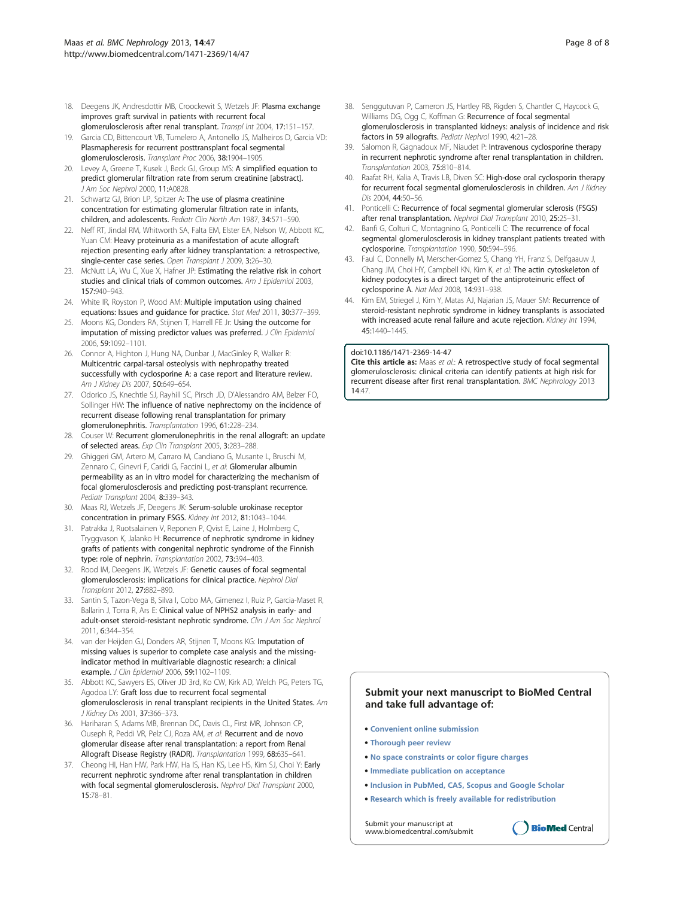18. Deegens JK, Andresdottir MB, Croockewit S, Wetzels JF: **Plasma exchange improves graft survival in patients with recurrent focal glomerulosclerosis after renal transplant.** *Transpl Int* 2004, **17:**151–157.
19. Garcia CD, Bittencourt VB, Tumelero A, Antonello JS, Malheiros D, Garcia VD: **Plasmapheresis for recurrent posttransplant focal segmental glomerulosclerosis.** *Transplant Proc* 2006, **38:**1904–1905.
20. Levey A, Greene T, Kusek J, Beck GJ, Group MS: **A simplified equation to predict glomerular filtration rate from serum creatinine [abstract].** *J Am Soc Nephrol* 2000, **11:**A0828.
21. Schwartz GJ, Brion LP, Spitzer A: **The use of plasma creatinine concentration for estimating glomerular filtration rate in infants, children, and adolescents.** *Pediatr Clin North Am* 1987, **34:**571–590.
22. Neff RT, Jindal RM, Whitworth SA, Falta EM, Elster EA, Nelson W, Abbott KC, Yuan CM: **Heavy proteinuria as a manifestation of acute allograft rejection presenting early after kidney transplantation: a retrospective, single-center case series.** *Open Transplant J* 2009, **3:**26–30.
23. McNutt LA, Wu C, Xue X, Hafner JP: **Estimating the relative risk in cohort studies and clinical trials of common outcomes.** *Am J Epidemiol* 2003, **157:**940–943.
24. White IR, Royston P, Wood AM: **Multiple imputation using chained equations: Issues and guidance for practice.** *Stat Med* 2011, **30:**377–399.
25. Moons KG, Donders RA, Stijnen T, Harrell FE Jr: **Using the outcome for imputation of missing predictor values was preferred.** *J Clin Epidemiol* 2006, **59:**1092–1101.
26. Connor A, Highton J, Hung NA, Dunbar J, MacGinley R, Walker R: **Multicentric carpal-tarsal osteolysis with nephropathy treated successfully with cyclosporine A: a case report and literature review.** *Am J Kidney Dis* 2007, **50:**649–654.
27. Odorico JS, Knechtle SJ, Rayhill SC, Pirsch JD, D'Alessandro AM, Belzer FO, Sollinger HW: **The influence of native nephrectomy on the incidence of recurrent disease following renal transplantation for primary glomerulonephritis.** *Transplantation* 1996, **61:**228–234.
28. Couser W: **Recurrent glomerulonephritis in the renal allograft: an update of selected areas.** *Exp Clin Transplant* 2005, **3:**283–288.
29. Ghiggeri GM, Artero M, Carraro M, Candiano G, Musante L, Bruschi M, Zennaro C, Ginevri F, Caridi G, Faccini L, *et al*: **Glomerular albumin permeability as an in vitro model for characterizing the mechanism of focal glomerulosclerosis and predicting post-transplant recurrence.** *Pediatr Transplant* 2004, **8:**339–343.
30. Maas RJ, Wetzels JF, Deegens JK: **Serum-soluble urokinase receptor concentration in primary FSGS.** *Kidney Int* 2012, **81:**1043–1044.
31. Patrakka J, Ruotsalainen V, Reponen P, Qvist E, Laine J, Holmberg C, Tryggvason K, Jalanko H: **Recurrence of nephrotic syndrome in kidney grafts of patients with congenital nephrotic syndrome of the Finnish type: role of nephrin.** *Transplantation* 2002, **73:**394–403.
32. Rood IM, Deegens JK, Wetzels JF: **Genetic causes of focal segmental glomerulosclerosis: implications for clinical practice.** *Nephrol Dial Transplant* 2012, **27:**882–890.
33. Santin S, Tazon-Vega B, Silva I, Cobo MA, Gimenez I, Ruiz P, Garcia-Maset R, Ballarin J, Torra R, Ars E: **Clinical value of NPHS2 analysis in early- and adult-onset steroid-resistant nephrotic syndrome.** *Clin J Am Soc Nephrol* 2011, **6:**344–354.
34. van der Heijden GJ, Donders AR, Stijnen T, Moons KG: **Imputation of missing values is superior to complete case analysis and the missing-indicator method in multivariable diagnostic research: a clinical example.** *J Clin Epidemiol* 2006, **59:**1102–1109.
35. Abbott KC, Sawyers ES, Oliver JD 3rd, Ko CW, Kirk AD, Welch PG, Peters TG, Agodoa LY: **Graft loss due to recurrent focal segmental glomerulosclerosis in renal transplant recipients in the United States.** *Am J Kidney Dis* 2001, **37:**366–373.
36. Hariharan S, Adams MB, Brennan DC, Davis CL, First MR, Johnson CP, Ouseph R, Peddi VR, Pelz CJ, Roza AM, *et al*: **Recurrent and de novo glomerular disease after renal transplantation: a report from Renal Allograft Disease Registry (RADR).** *Transplantation* 1999, **68:**635–641.
37. Cheong HI, Han HW, Park HW, Ha IS, Han KS, Lee HS, Kim SJ, Choi Y: **Early recurrent nephrotic syndrome after renal transplantation in children with focal segmental glomerulosclerosis.** *Nephrol Dial Transplant* 2000, **15:**78–81.
38. Senggutuvan P, Cameron JS, Hartley RB, Rigden S, Chantler C, Haycock G, Williams DG, Ogg C, Koffman G: **Recurrence of focal segmental glomerulosclerosis in transplanted kidneys: analysis of incidence and risk factors in 59 allografts.** *Pediatr Nephrol* 1990, **4:**21–28.
39. Salomon R, Gagnadoux MF, Niaudet P: **Intravenous cyclosporine therapy in recurrent nephrotic syndrome after renal transplantation in children.** *Transplantation* 2003, **75:**810–814.
40. Raafat RH, Kalia A, Travis LB, Diven SC: **High-dose oral cyclosporin therapy for recurrent focal segmental glomerulosclerosis in children.** *Am J Kidney Dis* 2004, **44:**50–56.
41. Ponticelli C: **Recurrence of focal segmental glomerular sclerosis (FSGS) after renal transplantation.** *Nephrol Dial Transplant* 2010, **25:**25–31.
42. Banfi G, Colturi C, Montagnino G, Ponticelli C: **The recurrence of focal segmental glomerulosclerosis in kidney transplant patients treated with cyclosporine.** *Transplantation* 1990, **50:**594–596.
43. Faul C, Donnelly M, Merscher-Gomez S, Chang YH, Franz S, Delfgaauw J, Chang JM, Choi HY, Campbell KN, Kim K, *et al*: **The actin cytoskeleton of kidney podocytes is a direct target of the antiproteinuric effect of cyclosporine A.** *Nat Med* 2008, **14:**931–938.
44. Kim EM, Striegel J, Kim Y, Matas AJ, Najarian JS, Mauer SM: **Recurrence of steroid-resistant nephrotic syndrome in kidney transplants is associated with increased acute renal failure and acute rejection.** *Kidney Int* 1994, **45:**1440–1445.

doi:10.1186/1471-2369-14-47

**Cite this article as:** Maas *et al.*: A retrospective study of focal segmental glomerulosclerosis: clinical criteria can identify patients at high risk for recurrent disease after first renal transplantation. *BMC Nephrology* 2013 **14**:47.

**Submit your next manuscript to BioMed Central and take full advantage of:**

- **Convenient online submission**
- **Thorough peer review**
- **No space constraints or color figure charges**
- **Immediate publication on acceptance**
- **Inclusion in PubMed, CAS, Scopus and Google Scholar**
- **Research which is freely available for redistribution**

Submit your manuscript at www.biomedcentral.com/submit

BioMed Central